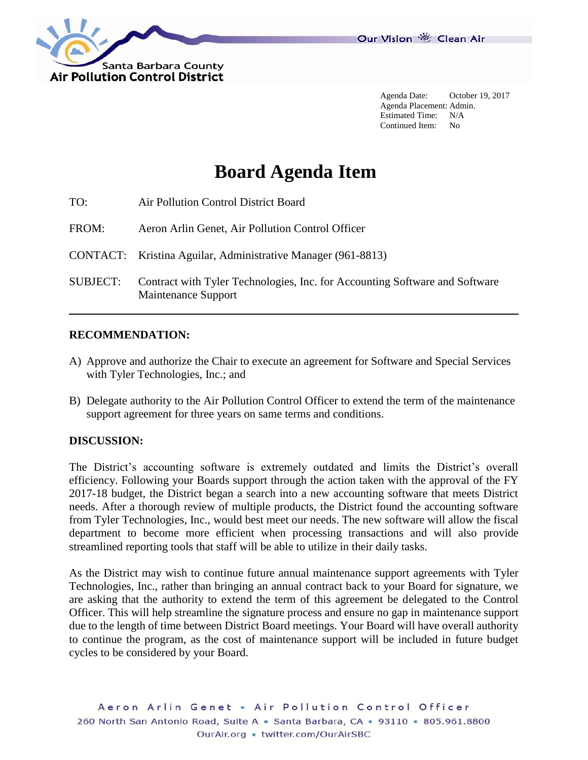Agenda Date: October 19, 2017
Agenda Placement: Admin.
Estimated Time: N/A
Continued Item: No

# Board Agenda Item

TO: Air Pollution Control District Board

FROM: Aeron Arlin Genet, Air Pollution Control Officer

CONTACT: Kristina Aguilar, Administrative Manager (961-8813)

SUBJECT: Contract with Tyler Technologies, Inc. for Accounting Software and Software Maintenance Support

---

## RECOMMENDATION:

A) Approve and authorize the Chair to execute an agreement for Software and Special Services with Tyler Technologies, Inc.; and

B) Delegate authority to the Air Pollution Control Officer to extend the term of the maintenance support agreement for three years on same terms and conditions.

## DISCUSSION:

The District's accounting software is extremely outdated and limits the District's overall efficiency. Following your Boards support through the action taken with the approval of the FY 2017-18 budget, the District began a search into a new accounting software that meets District needs. After a thorough review of multiple products, the District found the accounting software from Tyler Technologies, Inc., would best meet our needs. The new software will allow the fiscal department to become more efficient when processing transactions and will also provide streamlined reporting tools that staff will be able to utilize in their daily tasks.

As the District may wish to continue future annual maintenance support agreements with Tyler Technologies, Inc., rather than bringing an annual contract back to your Board for signature, we are asking that the authority to extend the term of this agreement be delegated to the Control Officer. This will help streamline the signature process and ensure no gap in maintenance support due to the length of time between District Board meetings. Your Board will have overall authority to continue the program, as the cost of maintenance support will be included in future budget cycles to be considered by your Board.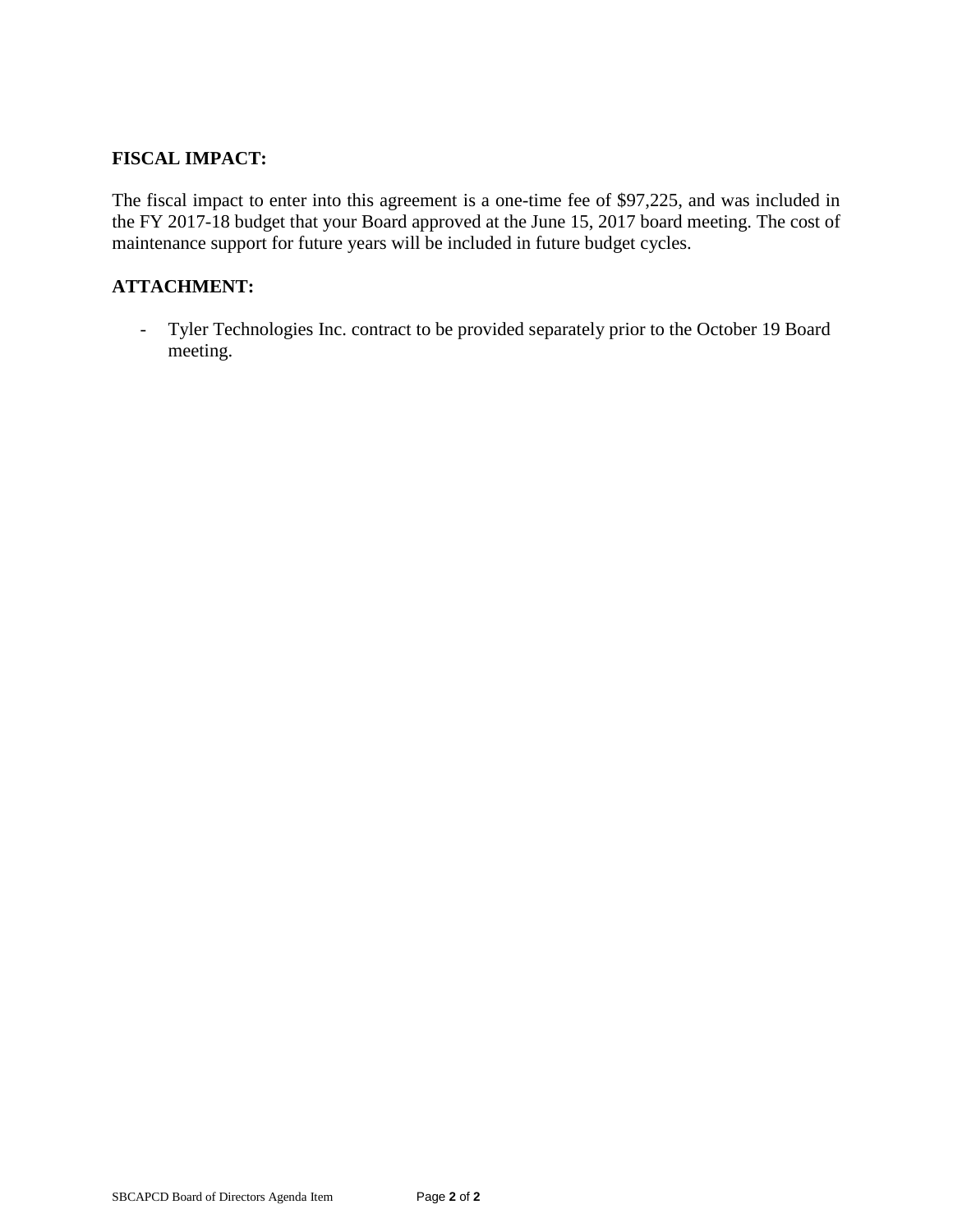**FISCAL IMPACT:**

The fiscal impact to enter into this agreement is a one-time fee of $97,225, and was included in the FY 2017-18 budget that your Board approved at the June 15, 2017 board meeting. The cost of maintenance support for future years will be included in future budget cycles.

**ATTACHMENT:**

- Tyler Technologies Inc. contract to be provided separately prior to the October 19 Board meeting.